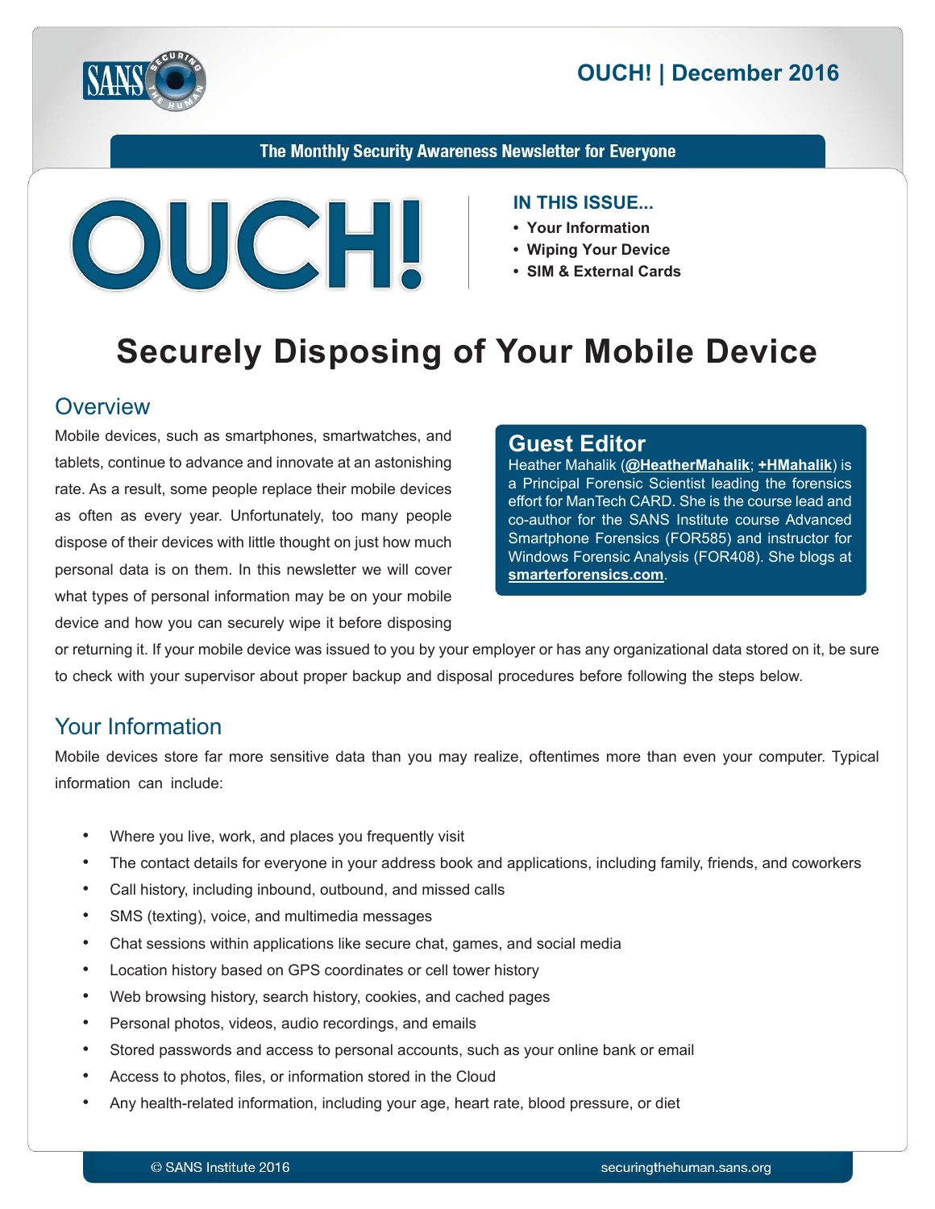# OUCH! | December 2016

The Monthly Security Awareness Newsletter for Everyone

**IN THIS ISSUE...**

- Your Information
- Wiping Your Device
- SIM & External Cards

# Securely Disposing of Your Mobile Device

## Overview

Mobile devices, such as smartphones, smartwatches, and tablets, continue to advance and innovate at an astonishing rate. As a result, some people replace their mobile devices as often as every year. Unfortunately, too many people dispose of their devices with little thought on just how much personal data is on them. In this newsletter we will cover what types of personal information may be on your mobile device and how you can securely wipe it before disposing or returning it. If your mobile device was issued to you by your employer or has any organizational data stored on it, be sure to check with your supervisor about proper backup and disposal procedures before following the steps below.

> **Guest Editor**
>
> Heather Mahalik (**@HeatherMahalik**; **+HMahalik**) is a Principal Forensic Scientist leading the forensics effort for ManTech CARD. She is the course lead and co-author for the SANS Institute course Advanced Smartphone Forensics (FOR585) and instructor for Windows Forensic Analysis (FOR408). She blogs at **smarterforensics.com**.

## Your Information

Mobile devices store far more sensitive data than you may realize, oftentimes more than even your computer. Typical information can include:

- Where you live, work, and places you frequently visit
- The contact details for everyone in your address book and applications, including family, friends, and coworkers
- Call history, including inbound, outbound, and missed calls
- SMS (texting), voice, and multimedia messages
- Chat sessions within applications like secure chat, games, and social media
- Location history based on GPS coordinates or cell tower history
- Web browsing history, search history, cookies, and cached pages
- Personal photos, videos, audio recordings, and emails
- Stored passwords and access to personal accounts, such as your online bank or email
- Access to photos, files, or information stored in the Cloud
- Any health-related information, including your age, heart rate, blood pressure, or diet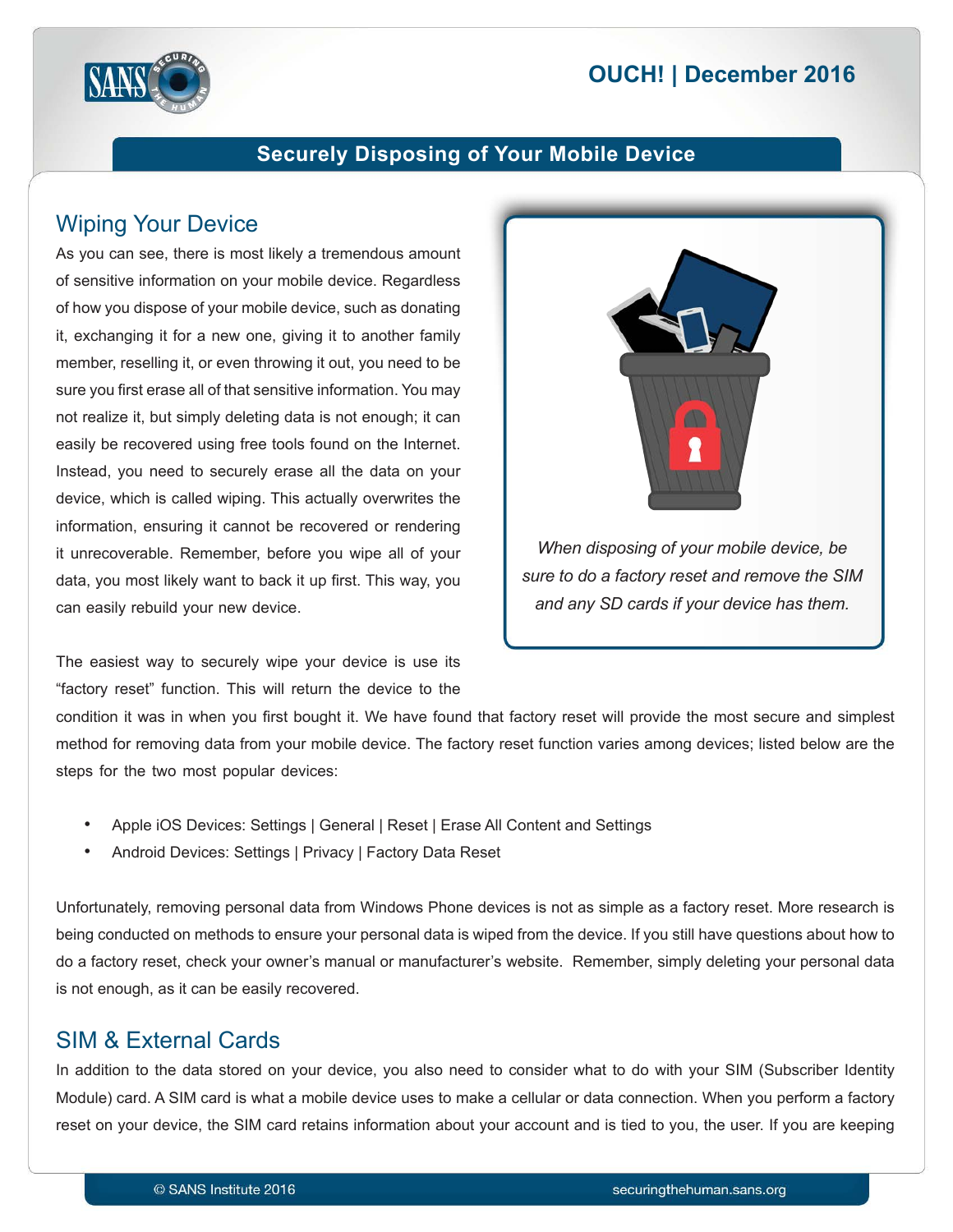## Securely Disposing of Your Mobile Device

### Wiping Your Device

As you can see, there is most likely a tremendous amount of sensitive information on your mobile device. Regardless of how you dispose of your mobile device, such as donating it, exchanging it for a new one, giving it to another family member, reselling it, or even throwing it out, you need to be sure you first erase all of that sensitive information. You may not realize it, but simply deleting data is not enough; it can easily be recovered using free tools found on the Internet. Instead, you need to securely erase all the data on your device, which is called wiping. This actually overwrites the information, ensuring it cannot be recovered or rendering it unrecoverable. Remember, before you wipe all of your data, you most likely want to back it up first. This way, you can easily rebuild your new device.

*When disposing of your mobile device, be sure to do a factory reset and remove the SIM and any SD cards if your device has them.*

The easiest way to securely wipe your device is use its "factory reset" function. This will return the device to the condition it was in when you first bought it. We have found that factory reset will provide the most secure and simplest method for removing data from your mobile device. The factory reset function varies among devices; listed below are the steps for the two most popular devices:

- Apple iOS Devices: Settings | General | Reset | Erase All Content and Settings
- Android Devices: Settings | Privacy | Factory Data Reset

Unfortunately, removing personal data from Windows Phone devices is not as simple as a factory reset. More research is being conducted on methods to ensure your personal data is wiped from the device. If you still have questions about how to do a factory reset, check your owner's manual or manufacturer's website. Remember, simply deleting your personal data is not enough, as it can be easily recovered.

### SIM & External Cards

In addition to the data stored on your device, you also need to consider what to do with your SIM (Subscriber Identity Module) card. A SIM card is what a mobile device uses to make a cellular or data connection. When you perform a factory reset on your device, the SIM card retains information about your account and is tied to you, the user. If you are keeping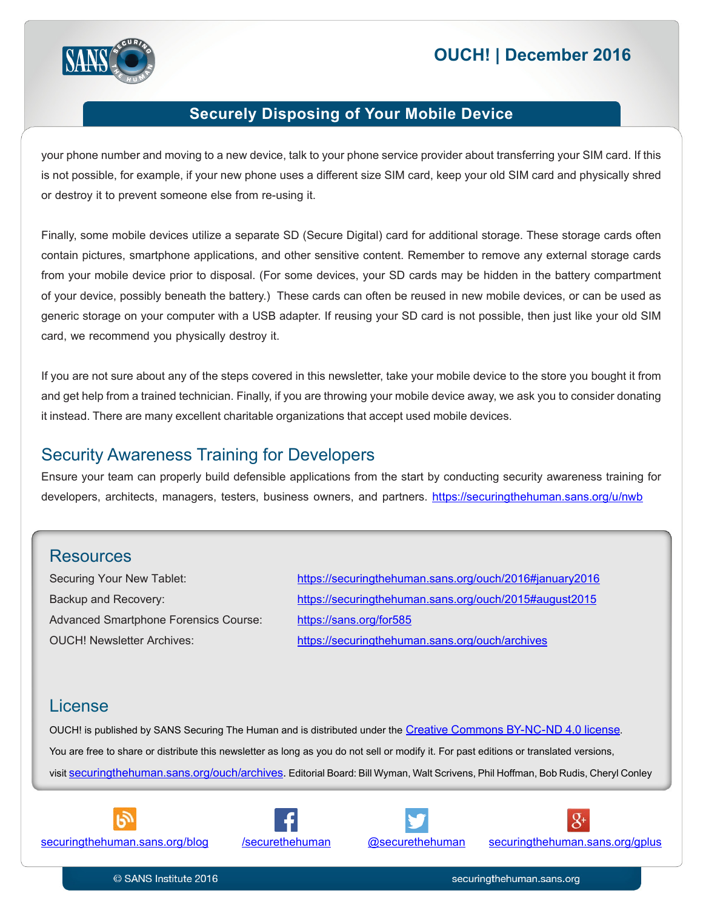your phone number and moving to a new device, talk to your phone service provider about transferring your SIM card. If this is not possible, for example, if your new phone uses a different size SIM card, keep your old SIM card and physically shred or destroy it to prevent someone else from re-using it.

Finally, some mobile devices utilize a separate SD (Secure Digital) card for additional storage. These storage cards often contain pictures, smartphone applications, and other sensitive content. Remember to remove any external storage cards from your mobile device prior to disposal. (For some devices, your SD cards may be hidden in the battery compartment of your device, possibly beneath the battery.) These cards can often be reused in new mobile devices, or can be used as generic storage on your computer with a USB adapter. If reusing your SD card is not possible, then just like your old SIM card, we recommend you physically destroy it.

If you are not sure about any of the steps covered in this newsletter, take your mobile device to the store you bought it from and get help from a trained technician. Finally, if you are throwing your mobile device away, we ask you to consider donating it instead. There are many excellent charitable organizations that accept used mobile devices.

## Security Awareness Training for Developers

Ensure your team can properly build defensible applications from the start by conducting security awareness training for developers, architects, managers, testers, business owners, and partners. https://securingthehuman.sans.org/u/nwb

## Resources

| | |
|---|---|
| Securing Your New Tablet: | https://securingthehuman.sans.org/ouch/2016#january2016 |
| Backup and Recovery: | https://securingthehuman.sans.org/ouch/2015#august2015 |
| Advanced Smartphone Forensics Course: | https://sans.org/for585 |
| OUCH! Newsletter Archives: | https://securingthehuman.sans.org/ouch/archives |

## License

OUCH! is published by SANS Securing The Human and is distributed under the Creative Commons BY-NC-ND 4.0 license. You are free to share or distribute this newsletter as long as you do not sell or modify it. For past editions or translated versions, visit securingthehuman.sans.org/ouch/archives. Editorial Board: Bill Wyman, Walt Scrivens, Phil Hoffman, Bob Rudis, Cheryl Conley

securingthehuman.sans.org/blog | /securethehuman | @securethehuman | securingthehuman.sans.org/gplus